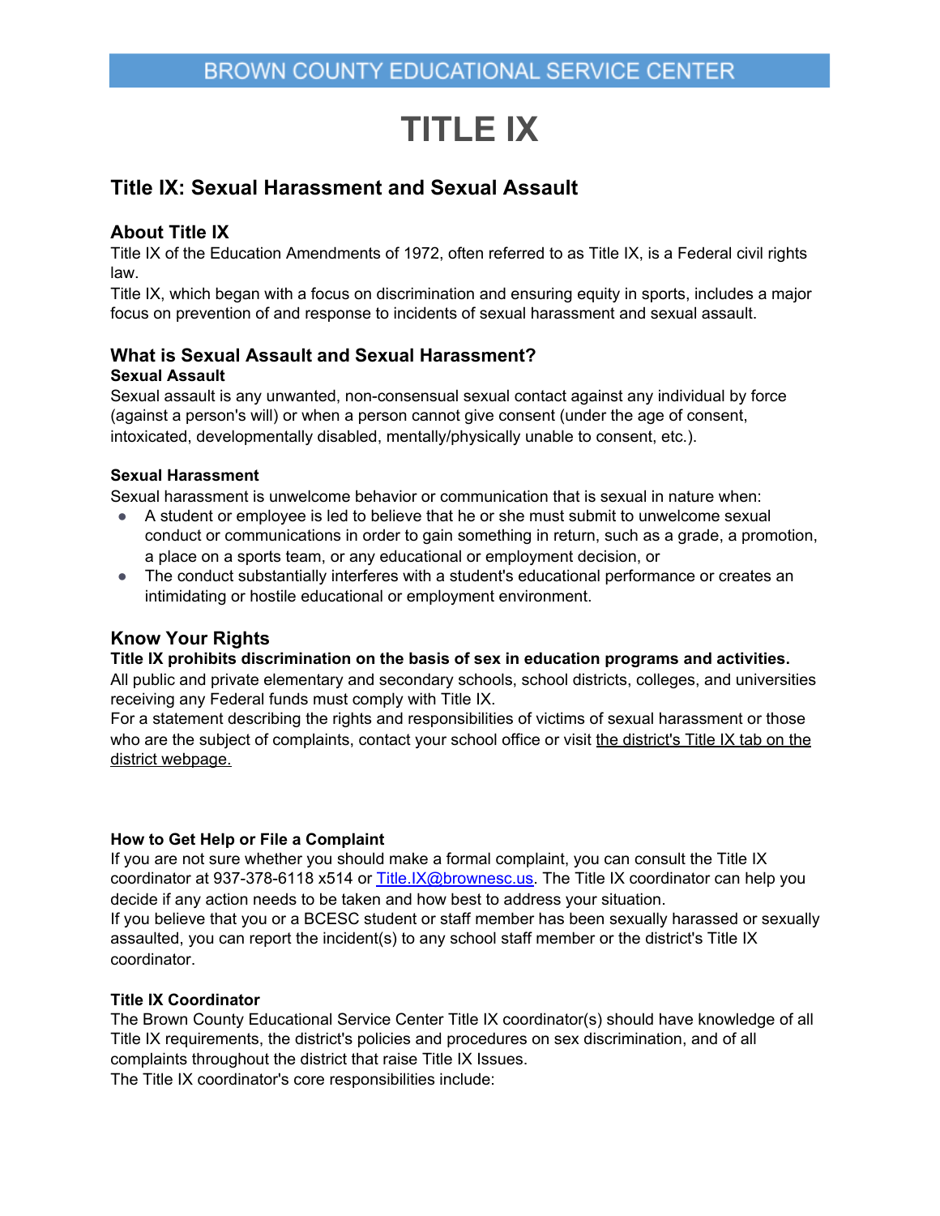BROWN COUNTY EDUCATIONAL SERVICE CENTER

# TITLE IX

## Title IX: Sexual Harassment and Sexual Assault

### About Title IX

Title IX of the Education Amendments of 1972, often referred to as Title IX, is a Federal civil rights law.

Title IX, which began with a focus on discrimination and ensuring equity in sports, includes a major focus on prevention of and response to incidents of sexual harassment and sexual assault.

### What is Sexual Assault and Sexual Harassment?

**Sexual Assault**

Sexual assault is any unwanted, non-consensual sexual contact against any individual by force (against a person's will) or when a person cannot give consent (under the age of consent, intoxicated, developmentally disabled, mentally/physically unable to consent, etc.).

**Sexual Harassment**

Sexual harassment is unwelcome behavior or communication that is sexual in nature when:

- A student or employee is led to believe that he or she must submit to unwelcome sexual conduct or communications in order to gain something in return, such as a grade, a promotion, a place on a sports team, or any educational or employment decision, or
- The conduct substantially interferes with a student's educational performance or creates an intimidating or hostile educational or employment environment.

### Know Your Rights

**Title IX prohibits discrimination on the basis of sex in education programs and activities.**

All public and private elementary and secondary schools, school districts, colleges, and universities receiving any Federal funds must comply with Title IX.

For a statement describing the rights and responsibilities of victims of sexual harassment or those who are the subject of complaints, contact your school office or visit the district's Title IX tab on the district webpage.

**How to Get Help or File a Complaint**

If you are not sure whether you should make a formal complaint, you can consult the Title IX coordinator at 937-378-6118 x514 or Title.IX@brownesc.us. The Title IX coordinator can help you decide if any action needs to be taken and how best to address your situation.

If you believe that you or a BCESC student or staff member has been sexually harassed or sexually assaulted, you can report the incident(s) to any school staff member or the district's Title IX coordinator.

**Title IX Coordinator**

The Brown County Educational Service Center Title IX coordinator(s) should have knowledge of all Title IX requirements, the district's policies and procedures on sex discrimination, and of all complaints throughout the district that raise Title IX Issues.

The Title IX coordinator's core responsibilities include: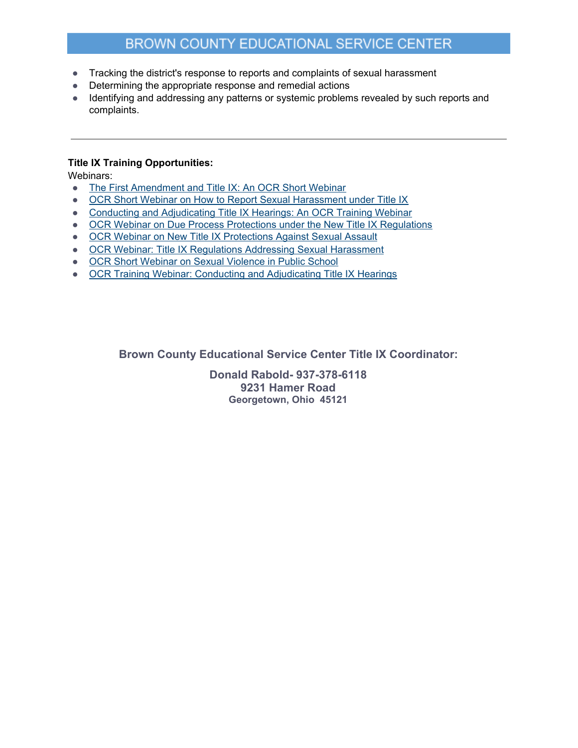- Tracking the district's response to reports and complaints of sexual harassment
- Determining the appropriate response and remedial actions
- Identifying and addressing any patterns or systemic problems revealed by such reports and complaints.

---

**Title IX Training Opportunities:**

Webinars:

- The First Amendment and Title IX: An OCR Short Webinar
- OCR Short Webinar on How to Report Sexual Harassment under Title IX
- Conducting and Adjudicating Title IX Hearings: An OCR Training Webinar
- OCR Webinar on Due Process Protections under the New Title IX Regulations
- OCR Webinar on New Title IX Protections Against Sexual Assault
- OCR Webinar: Title IX Regulations Addressing Sexual Harassment
- OCR Short Webinar on Sexual Violence in Public School
- OCR Training Webinar: Conducting and Adjudicating Title IX Hearings

**Brown County Educational Service Center Title IX Coordinator:**

**Donald Rabold- 937-378-6118**
**9231 Hamer Road**
**Georgetown, Ohio 45121**